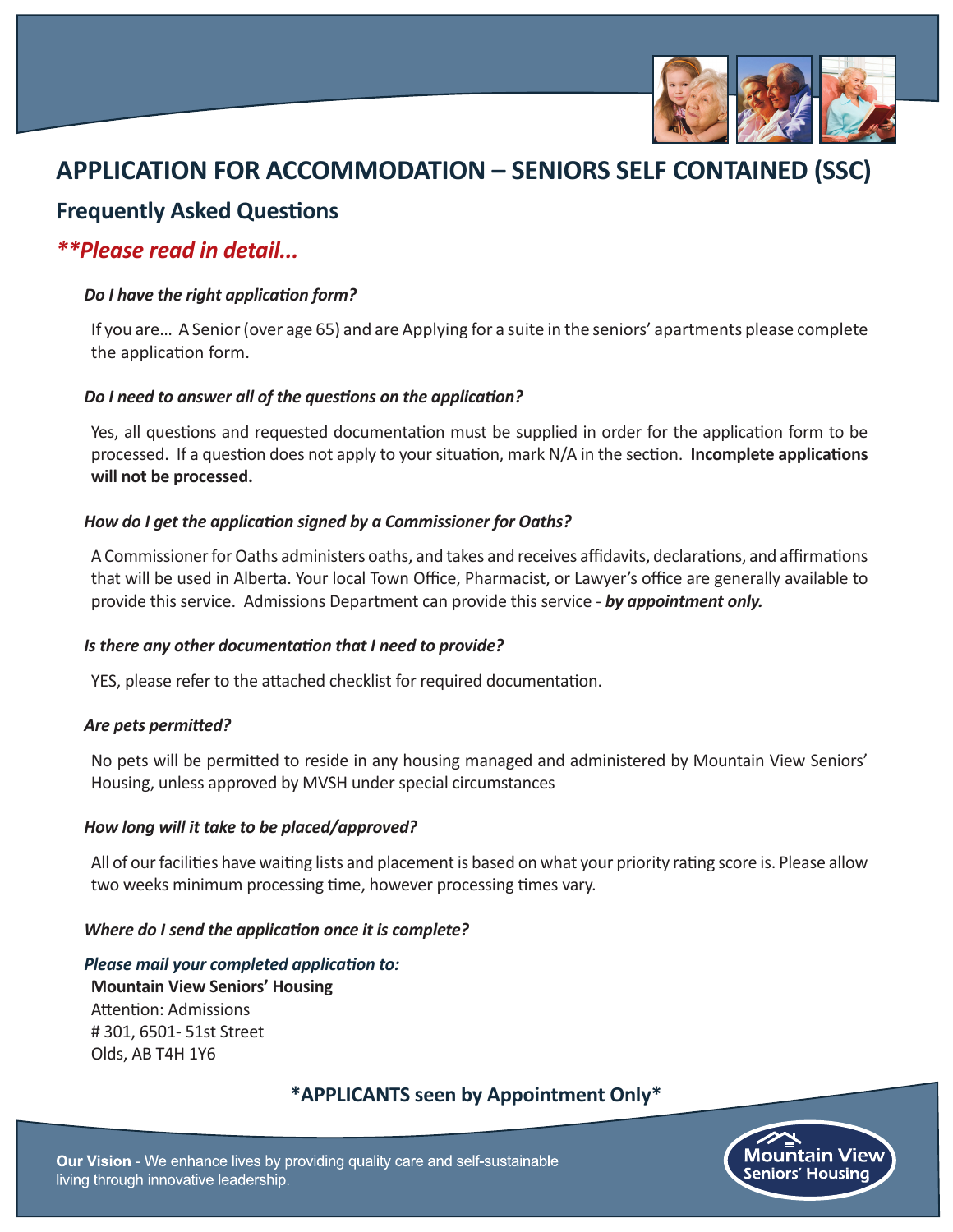# APPLICATION FOR ACCOMMODATION – SENIORS SELF CONTAINED (SSC)

## Frequently Asked Questions

## ***Please read in detail...*

***Do I have the right application form?***

If you are… A Senior (over age 65) and are Applying for a suite in the seniors' apartments please complete the application form.

***Do I need to answer all of the questions on the application?***

Yes, all questions and requested documentation must be supplied in order for the application form to be processed. If a question does not apply to your situation, mark N/A in the section. **Incomplete applications <u>will not</u> be processed.**

***How do I get the application signed by a Commissioner for Oaths?***

A Commissioner for Oaths administers oaths, and takes and receives affidavits, declarations, and affirmations that will be used in Alberta. Your local Town Office, Pharmacist, or Lawyer's office are generally available to provide this service. Admissions Department can provide this service - ***by appointment only.***

***Is there any other documentation that I need to provide?***

YES, please refer to the attached checklist for required documentation.

***Are pets permitted?***

No pets will be permitted to reside in any housing managed and administered by Mountain View Seniors' Housing, unless approved by MVSH under special circumstances

***How long will it take to be placed/approved?***

All of our facilities have waiting lists and placement is based on what your priority rating score is. Please allow two weeks minimum processing time, however processing times vary.

***Where do I send the application once it is complete?***

***Please mail your completed application to:***

**Mountain View Seniors' Housing**
Attention: Admissions
# 301, 6501- 51st Street
Olds, AB T4H 1Y6

**\*APPLICANTS seen by Appointment Only\***

**Our Vision** - We enhance lives by providing quality care and self-sustainable living through innovative leadership.

Mountain View Seniors' Housing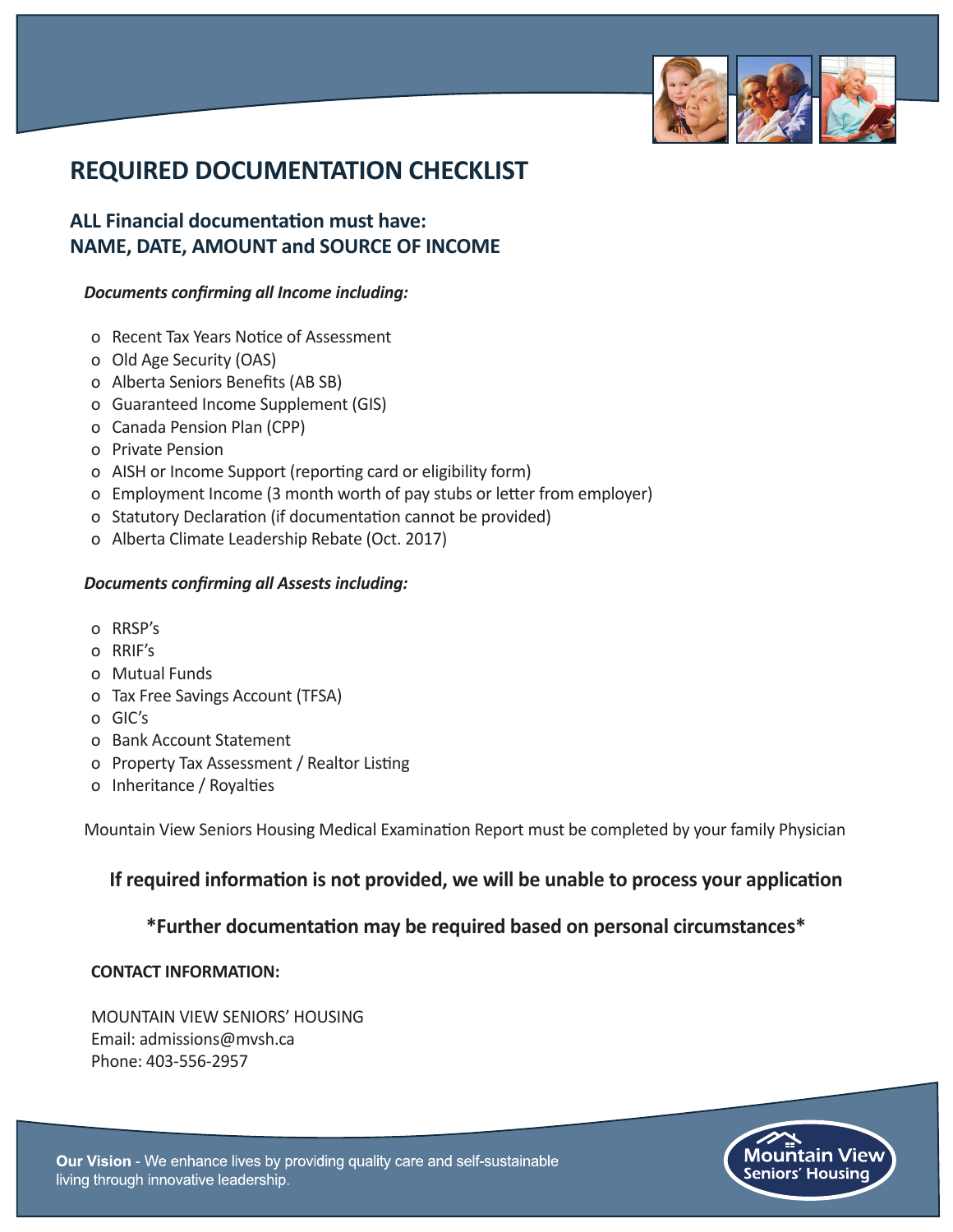# REQUIRED DOCUMENTATION CHECKLIST

## ALL Financial documentation must have:
## NAME, DATE, AMOUNT and SOURCE OF INCOME

***Documents confirming all Income including:***

- Recent Tax Years Notice of Assessment
- Old Age Security (OAS)
- Alberta Seniors Benefits (AB SB)
- Guaranteed Income Supplement (GIS)
- Canada Pension Plan (CPP)
- Private Pension
- AISH or Income Support (reporting card or eligibility form)
- Employment Income (3 month worth of pay stubs or letter from employer)
- Statutory Declaration (if documentation cannot be provided)
- Alberta Climate Leadership Rebate (Oct. 2017)

***Documents confirming all Assests including:***

- RRSP's
- RRIF's
- Mutual Funds
- Tax Free Savings Account (TFSA)
- GIC's
- Bank Account Statement
- Property Tax Assessment / Realtor Listing
- Inheritance / Royalties

Mountain View Seniors Housing Medical Examination Report must be completed by your family Physician

**If required information is not provided, we will be unable to process your application**

***Further documentation may be required based on personal circumstances***

**CONTACT INFORMATION:**

MOUNTAIN VIEW SENIORS' HOUSING
Email: admissions@mvsh.ca
Phone: 403-556-2957

**Our Vision** - We enhance lives by providing quality care and self-sustainable living through innovative leadership.

Mountain View Seniors' Housing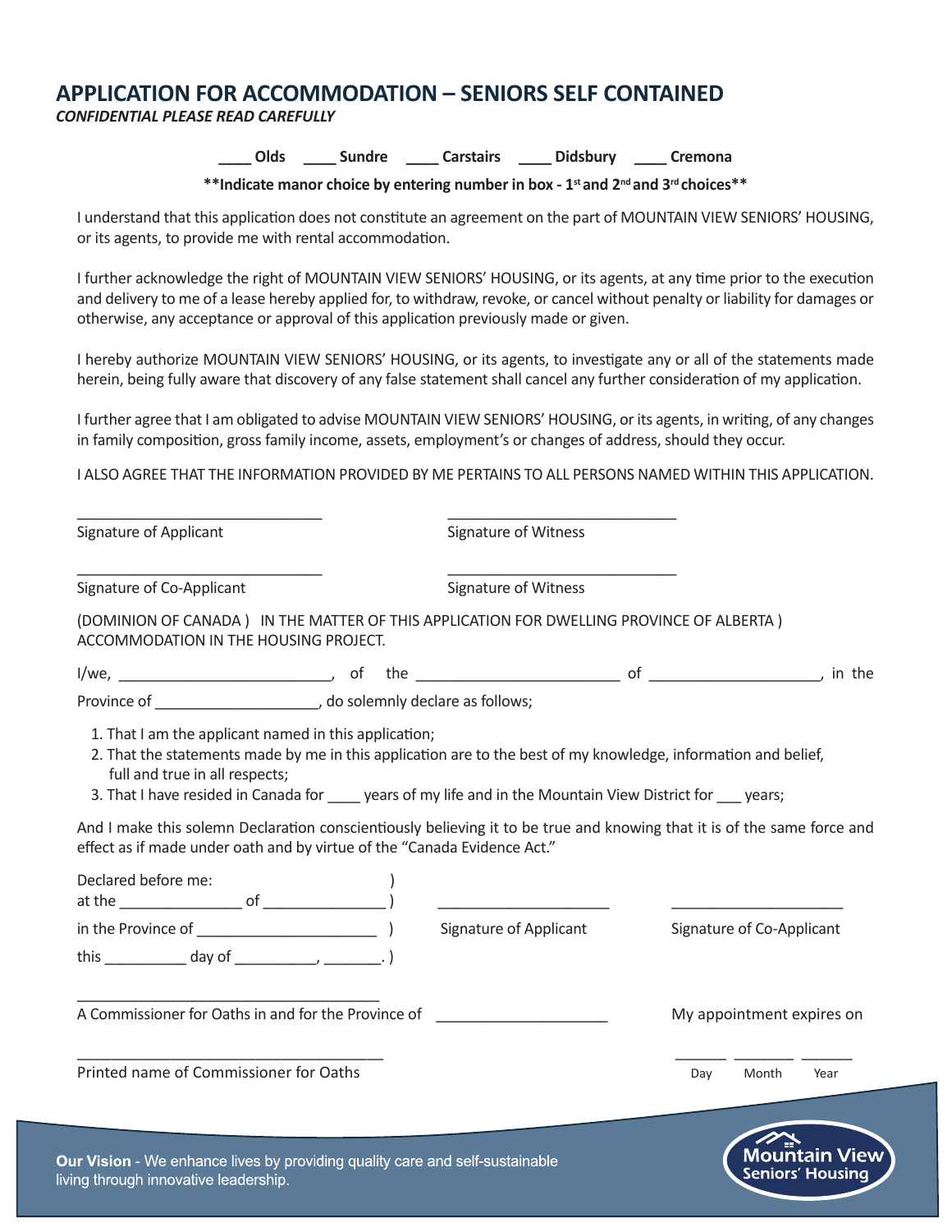# APPLICATION FOR ACCOMMODATION – SENIORS SELF CONTAINED

***CONFIDENTIAL PLEASE READ CAREFULLY***

**____ Olds ____ Sundre ____ Carstairs ____ Didsbury ____ Cremona**

**\*\*Indicate manor choice by entering number in box - 1st and 2nd and 3rd choices\*\***

I understand that this application does not constitute an agreement on the part of MOUNTAIN VIEW SENIORS' HOUSING, or its agents, to provide me with rental accommodation.

I further acknowledge the right of MOUNTAIN VIEW SENIORS' HOUSING, or its agents, at any time prior to the execution and delivery to me of a lease hereby applied for, to withdraw, revoke, or cancel without penalty or liability for damages or otherwise, any acceptance or approval of this application previously made or given.

I hereby authorize MOUNTAIN VIEW SENIORS' HOUSING, or its agents, to investigate any or all of the statements made herein, being fully aware that discovery of any false statement shall cancel any further consideration of my application.

I further agree that I am obligated to advise MOUNTAIN VIEW SENIORS' HOUSING, or its agents, in writing, of any changes in family composition, gross family income, assets, employment's or changes of address, should they occur.

I ALSO AGREE THAT THE INFORMATION PROVIDED BY ME PERTAINS TO ALL PERSONS NAMED WITHIN THIS APPLICATION.

______________________________ ______________________________
Signature of Applicant Signature of Witness

______________________________ ______________________________
Signature of Co-Applicant Signature of Witness

(DOMINION OF CANADA ) IN THE MATTER OF THIS APPLICATION FOR DWELLING PROVINCE OF ALBERTA ) ACCOMMODATION IN THE HOUSING PROJECT.

I/we, __________________________, of the _________________________ of _____________________, in the Province of ____________________, do solemnly declare as follows;

1. That I am the applicant named in this application;
2. That the statements made by me in this application are to the best of my knowledge, information and belief, full and true in all respects;
3. That I have resided in Canada for ____ years of my life and in the Mountain View District for ___ years;

And I make this solemn Declaration conscientiously believing it to be true and knowing that it is of the same force and effect as if made under oath and by virtue of the "Canada Evidence Act."

Declared before me: )
at the _______________ of _______________ ) ______________________ ______________________
in the Province of ______________________ ) Signature of Applicant Signature of Co-Applicant
this __________ day of __________, _______. )

_____________________________________
A Commissioner for Oaths in and for the Province of _____________________ My appointment expires on

_____________________________________ ______ _______ ______
Printed name of Commissioner for Oaths Day Month Year

**Our Vision** - We enhance lives by providing quality care and self-sustainable living through innovative leadership.

Mountain View Seniors' Housing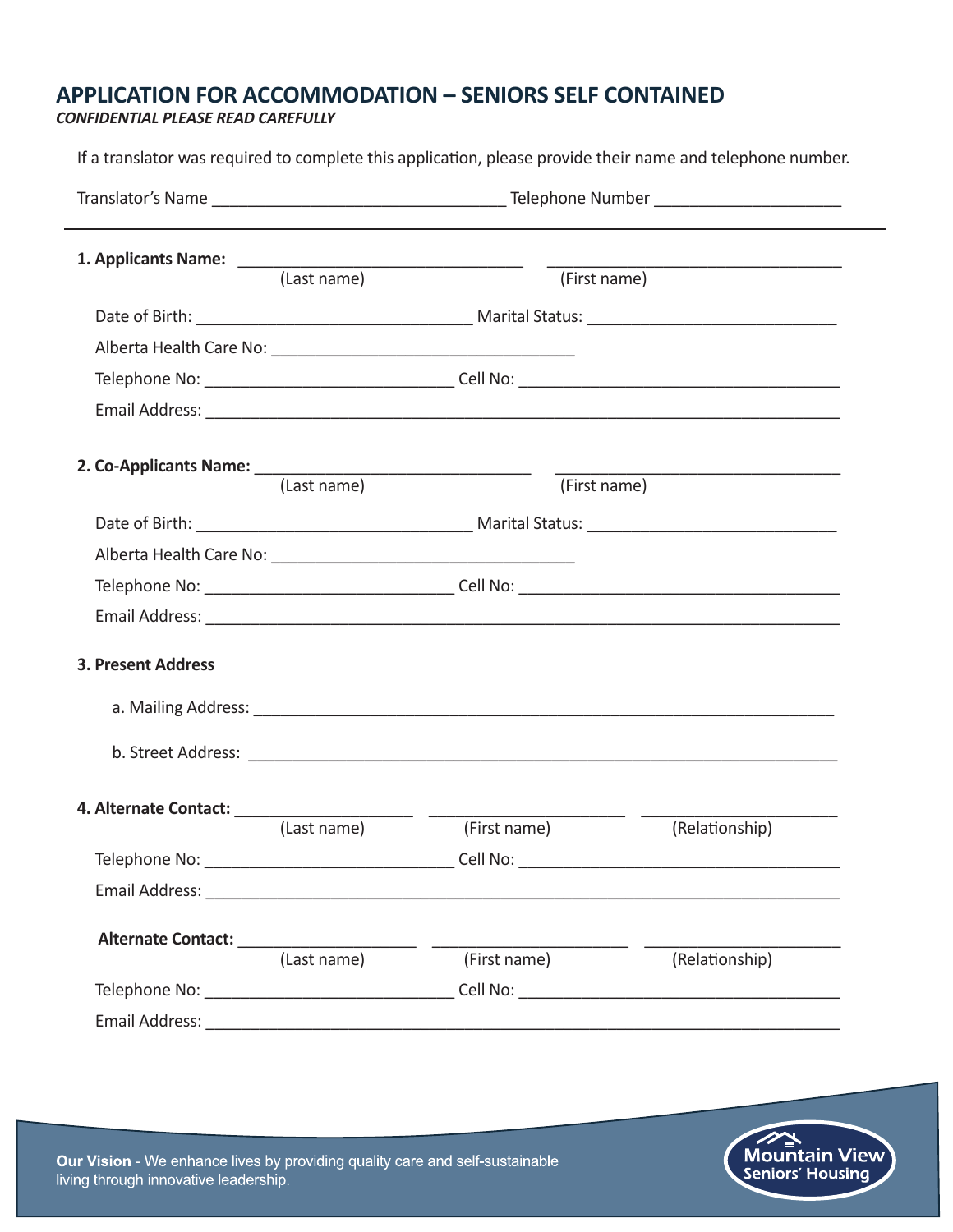# APPLICATION FOR ACCOMMODATION – SENIORS SELF CONTAINED

***CONFIDENTIAL PLEASE READ CAREFULLY***

If a translator was required to complete this application, please provide their name and telephone number.

Translator's Name ________________________________ Telephone Number ____________________

---

**1. Applicants Name:** ________________________________ ________________________________
(Last name) (First name)

Date of Birth: ______________________________ Marital Status: ___________________________

Alberta Health Care No: __________________________________

Telephone No: ___________________________ Cell No: ___________________________________

Email Address: _______________________________________________________________________

**2. Co-Applicants Name:** ______________________________ _______________________________
(Last name) (First name)

Date of Birth: ______________________________ Marital Status: ___________________________

Alberta Health Care No: __________________________________

Telephone No: ___________________________ Cell No: ___________________________________

Email Address: _______________________________________________________________________

**3. Present Address**

a. Mailing Address: __________________________________________________________________

b. Street Address: ___________________________________________________________________

**4. Alternate Contact:** ___________________ _____________________ _____________________
(Last name) (First name) (Relationship)

Telephone No: ___________________________ Cell No: ___________________________________

Email Address: _______________________________________________________________________

**Alternate Contact:** ___________________ _____________________ _____________________
(Last name) (First name) (Relationship)

Telephone No: ___________________________ Cell No: ___________________________________

Email Address: _______________________________________________________________________

**Our Vision** - We enhance lives by providing quality care and self-sustainable living through innovative leadership.

Mountain View Seniors' Housing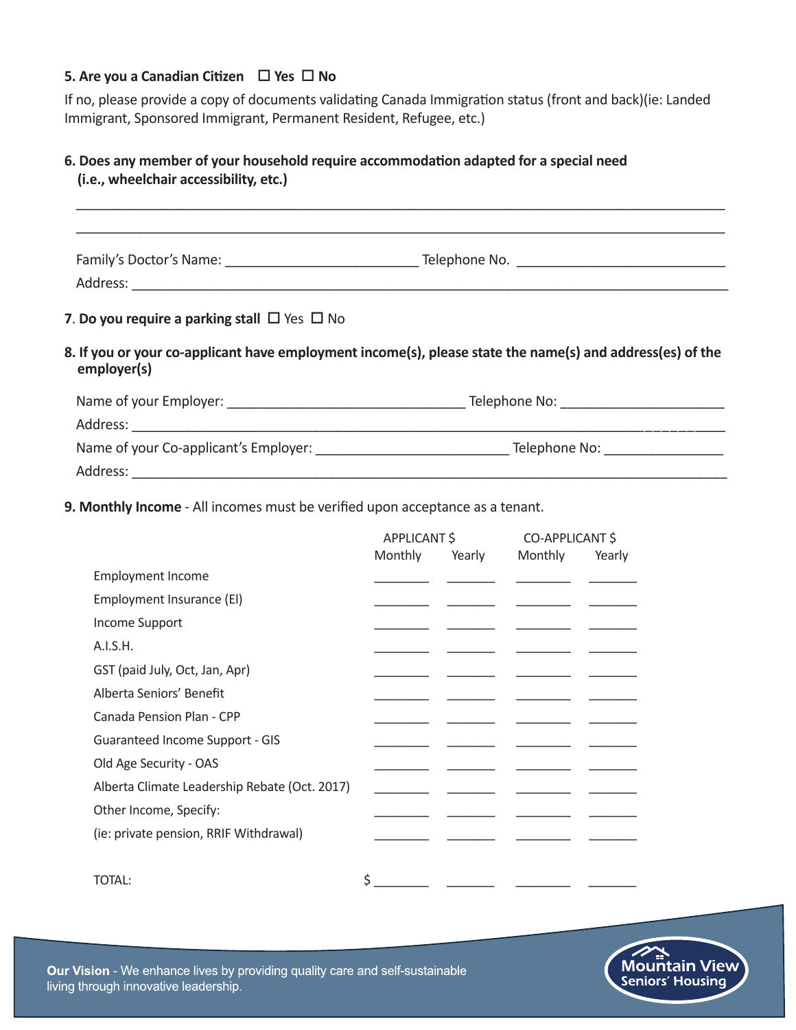**5. Are you a Canadian Citizen** ☐ **Yes** ☐ **No**

If no, please provide a copy of documents validating Canada Immigration status (front and back)(ie: Landed Immigrant, Sponsored Immigrant, Permanent Resident, Refugee, etc.)

**6. Does any member of your household require accommodation adapted for a special need (i.e., wheelchair accessibility, etc.)**

______________________________________________________________________________

______________________________________________________________________________

Family's Doctor's Name: ________________________ Telephone No. ________________________

Address: ______________________________________________________________________

7. **Do you require a parking stall** ☐ Yes ☐ No

**8. If you or your co-applicant have employment income(s), please state the name(s) and address(es) of the employer(s)**

Name of your Employer: ____________________________ Telephone No: ____________________

Address: ______________________________________________________________________

Name of your Co-applicant's Employer: ______________________ Telephone No: ______________

Address: ______________________________________________________________________

**9. Monthly Income** - All incomes must be verified upon acceptance as a tenant.

| | APPLICANT $ | | CO-APPLICANT $ | |
|---|---|---|---|---|
| | Monthly | Yearly | Monthly | Yearly |
| Employment Income | _______ | _______ | _______ | _______ |
| Employment Insurance (EI) | _______ | _______ | _______ | _______ |
| Income Support | _______ | _______ | _______ | _______ |
| A.I.S.H. | _______ | _______ | _______ | _______ |
| GST (paid July, Oct, Jan, Apr) | _______ | _______ | _______ | _______ |
| Alberta Seniors' Benefit | _______ | _______ | _______ | _______ |
| Canada Pension Plan - CPP | _______ | _______ | _______ | _______ |
| Guaranteed Income Support - GIS | _______ | _______ | _______ | _______ |
| Old Age Security - OAS | _______ | _______ | _______ | _______ |
| Alberta Climate Leadership Rebate (Oct. 2017) | _______ | _______ | _______ | _______ |
| Other Income, Specify: | _______ | _______ | _______ | _______ |
| (ie: private pension, RRIF Withdrawal) | _______ | _______ | _______ | _______ |
| TOTAL: | $ _______ | _______ | _______ | _______ |

**Our Vision** - We enhance lives by providing quality care and self-sustainable living through innovative leadership.

Mountain View Seniors' Housing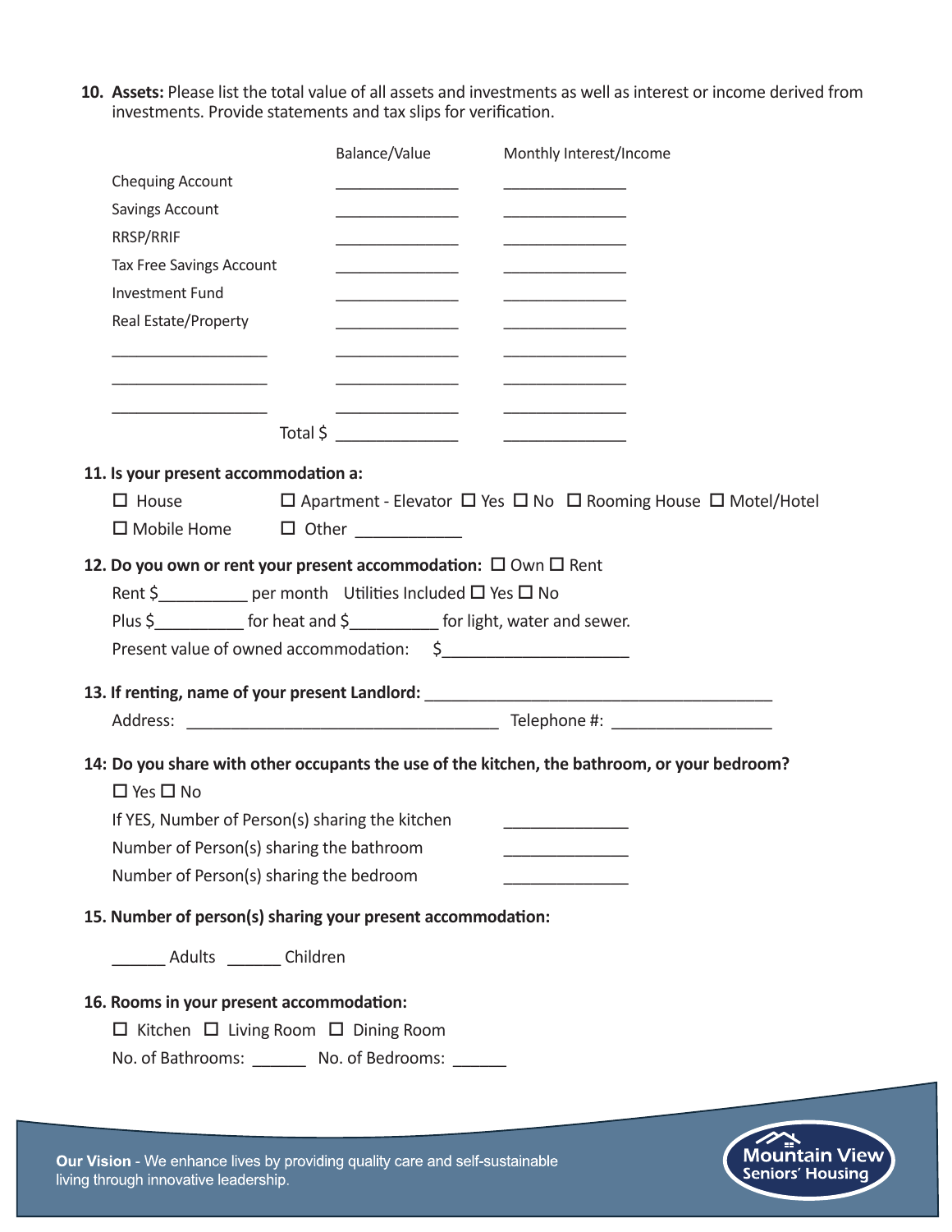**10. Assets:** Please list the total value of all assets and investments as well as interest or income derived from investments. Provide statements and tax slips for verification.

| | Balance/Value | Monthly Interest/Income |
|---|---|---|
| Chequing Account | ______________ | ______________ |
| Savings Account | ______________ | ______________ |
| RRSP/RRIF | ______________ | ______________ |
| Tax Free Savings Account | ______________ | ______________ |
| Investment Fund | ______________ | ______________ |
| Real Estate/Property | ______________ | ______________ |
| __________________ | ______________ | ______________ |
| __________________ | ______________ | ______________ |
| __________________ | ______________ | ______________ |
| Total $ | ______________ | ______________ |

**11. Is your present accommodation a:**

☐ House ☐ Apartment - Elevator ☐ Yes ☐ No ☐ Rooming House ☐ Motel/Hotel

☐ Mobile Home ☐ Other ____________

**12. Do you own or rent your present accommodation:** ☐ Own ☐ Rent

Rent $__________ per month Utilities Included ☐ Yes ☐ No

Plus $__________ for heat and $__________ for light, water and sewer.

Present value of owned accommodation: $____________________

**13. If renting, name of your present Landlord:** ________________________________________

Address: ___________________________________ Telephone #: __________________

**14: Do you share with other occupants the use of the kitchen, the bathroom, or your bedroom?**

☐ Yes ☐ No

If YES, Number of Person(s) sharing the kitchen ______________

Number of Person(s) sharing the bathroom ______________

Number of Person(s) sharing the bedroom ______________

**15. Number of person(s) sharing your present accommodation:**

______ Adults ______ Children

**16. Rooms in your present accommodation:**

☐ Kitchen ☐ Living Room ☐ Dining Room

No. of Bathrooms: ______ No. of Bedrooms: ______

**Our Vision** - We enhance lives by providing quality care and self-sustainable living through innovative leadership.

Mountain View Seniors' Housing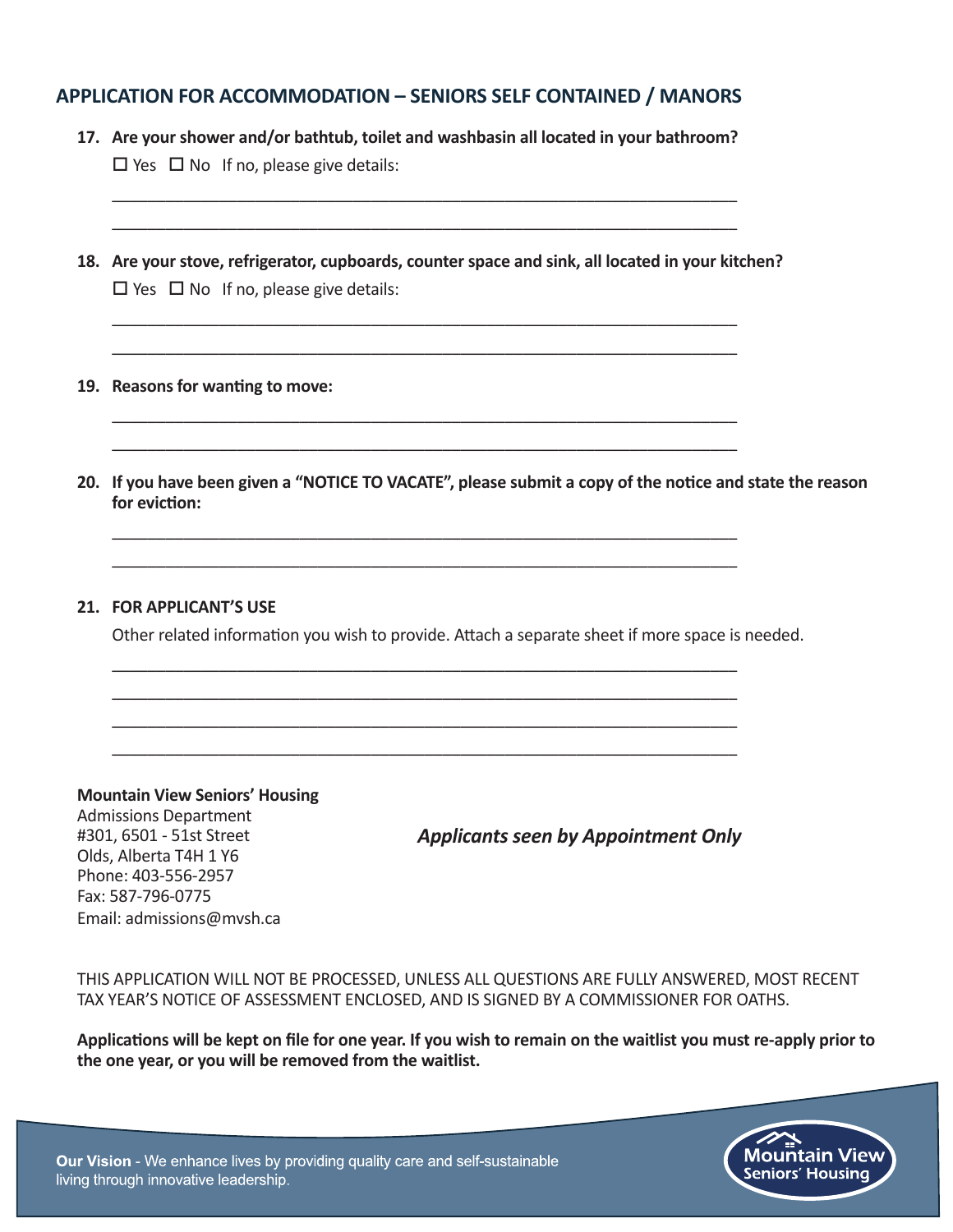## APPLICATION FOR ACCOMMODATION – SENIORS SELF CONTAINED / MANORS

17. **Are your shower and/or bathtub, toilet and washbasin all located in your bathroom?**

   ☐ Yes ☐ No If no, please give details:

   ___________________________________________________________________________

   ___________________________________________________________________________

18. **Are your stove, refrigerator, cupboards, counter space and sink, all located in your kitchen?**

   ☐ Yes ☐ No If no, please give details:

   ___________________________________________________________________________

   ___________________________________________________________________________

19. **Reasons for wanting to move:**

   ___________________________________________________________________________

   ___________________________________________________________________________

20. **If you have been given a "NOTICE TO VACATE", please submit a copy of the notice and state the reason for eviction:**

   ___________________________________________________________________________

   ___________________________________________________________________________

21. **FOR APPLICANT'S USE**

   Other related information you wish to provide. Attach a separate sheet if more space is needed.

   ___________________________________________________________________________

   ___________________________________________________________________________

   ___________________________________________________________________________

   ___________________________________________________________________________

**Mountain View Seniors' Housing**
Admissions Department
#301, 6501 - 51st Street
Olds, Alberta T4H 1 Y6
Phone: 403-556-2957
Fax: 587-796-0775
Email: admissions@mvsh.ca

***Applicants seen by Appointment Only***

THIS APPLICATION WILL NOT BE PROCESSED, UNLESS ALL QUESTIONS ARE FULLY ANSWERED, MOST RECENT TAX YEAR'S NOTICE OF ASSESSMENT ENCLOSED, AND IS SIGNED BY A COMMISSIONER FOR OATHS.

**Applications will be kept on file for one year. If you wish to remain on the waitlist you must re-apply prior to the one year, or you will be removed from the waitlist.**

**Our Vision** - We enhance lives by providing quality care and self-sustainable living through innovative leadership.

Mountain View Seniors' Housing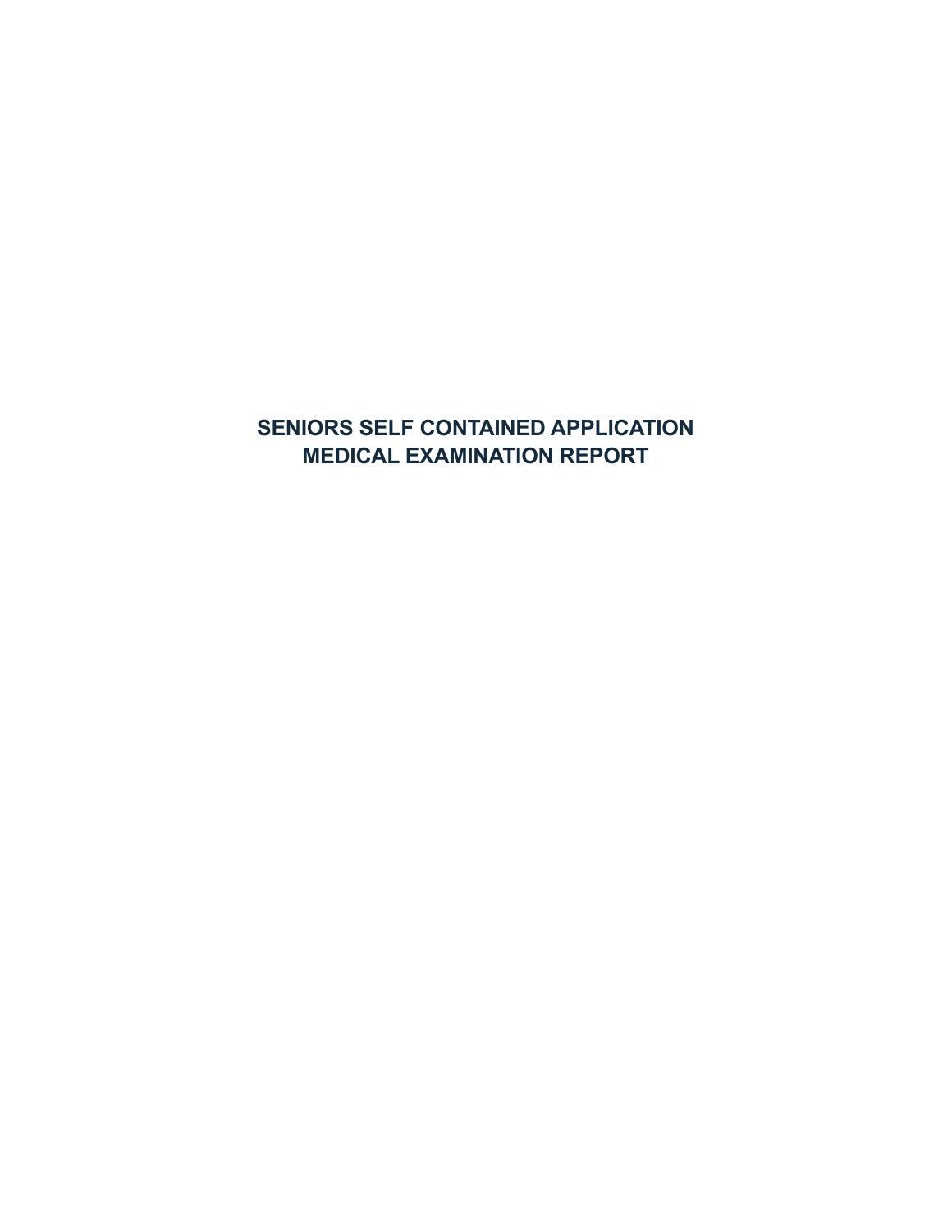# SENIORS SELF CONTAINED APPLICATION
# MEDICAL EXAMINATION REPORT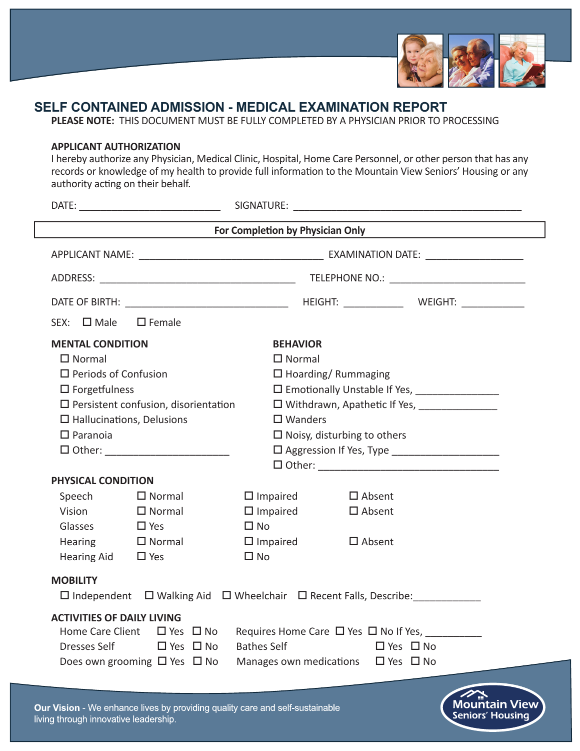# SELF CONTAINED ADMISSION - MEDICAL EXAMINATION REPORT

**PLEASE NOTE:** THIS DOCUMENT MUST BE FULLY COMPLETED BY A PHYSICIAN PRIOR TO PROCESSING

**APPLICANT AUTHORIZATION**

I hereby authorize any Physician, Medical Clinic, Hospital, Home Care Personnel, or other person that has any records or knowledge of my health to provide full information to the Mountain View Seniors' Housing or any authority acting on their behalf.

DATE: ________________________ SIGNATURE: ________________________________________

**For Completion by Physician Only**

APPLICANT NAME: ________________________________ EXAMINATION DATE: ________________

ADDRESS: ___________________________________ TELEPHONE NO.: ________________________

DATE OF BIRTH: ____________________________ HEIGHT: __________ WEIGHT: ___________

SEX: ☐ Male ☐ Female

**MENTAL CONDITION**

- ☐ Normal
- ☐ Periods of Confusion
- ☐ Forgetfulness
- ☐ Persistent confusion, disorientation
- ☐ Hallucinations, Delusions
- ☐ Paranoia
- ☐ Other: _____________________

**BEHAVIOR**

- ☐ Normal
- ☐ Hoarding/ Rummaging
- ☐ Emotionally Unstable If Yes, ______________
- ☐ Withdrawn, Apathetic If Yes, ______________
- ☐ Wanders
- ☐ Noisy, disturbing to others
- ☐ Aggression If Yes, Type __________________
- ☐ Other: ________________________________

**PHYSICAL CONDITION**

| | | | |
|---|---|---|---|
| Speech | ☐ Normal | ☐ Impaired | ☐ Absent |
| Vision | ☐ Normal | ☐ Impaired | ☐ Absent |
| Glasses | ☐ Yes | ☐ No | |
| Hearing | ☐ Normal | ☐ Impaired | ☐ Absent |
| Hearing Aid | ☐ Yes | ☐ No | |

**MOBILITY**

☐ Independent ☐ Walking Aid ☐ Wheelchair ☐ Recent Falls, Describe:____________

**ACTIVITIES OF DAILY LIVING**

| | | | |
|---|---|---|---|
| Home Care Client | ☐ Yes ☐ No | Requires Home Care | ☐ Yes ☐ No If Yes, __________ |
| Dresses Self | ☐ Yes ☐ No | Bathes Self | ☐ Yes ☐ No |
| Does own grooming | ☐ Yes ☐ No | Manages own medications | ☐ Yes ☐ No |

**Our Vision** - We enhance lives by providing quality care and self-sustainable living through innovative leadership.

Mountain View Seniors' Housing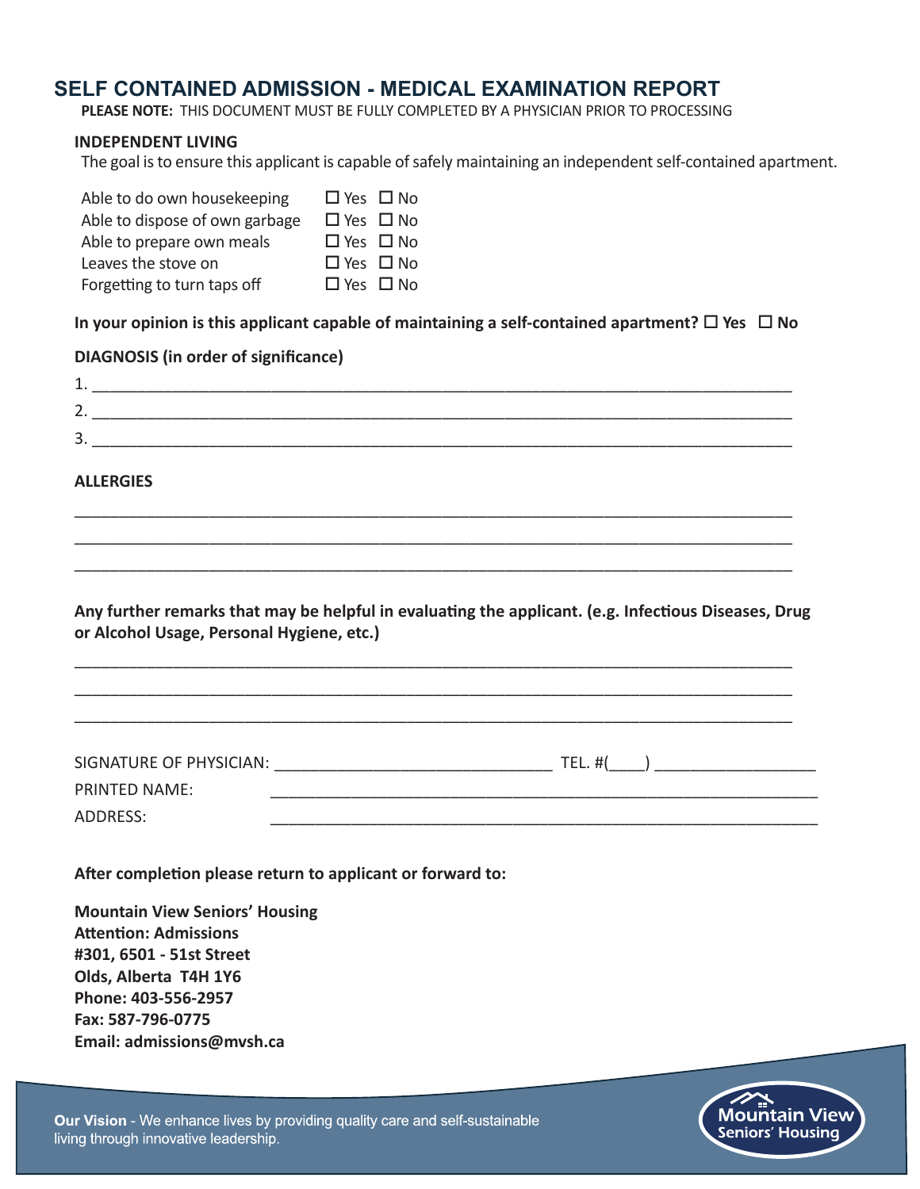# SELF CONTAINED ADMISSION - MEDICAL EXAMINATION REPORT

**PLEASE NOTE:** THIS DOCUMENT MUST BE FULLY COMPLETED BY A PHYSICIAN PRIOR TO PROCESSING

**INDEPENDENT LIVING**

The goal is to ensure this applicant is capable of safely maintaining an independent self-contained apartment.

| | |
|---|---|
| Able to do own housekeeping | ☐ Yes ☐ No |
| Able to dispose of own garbage | ☐ Yes ☐ No |
| Able to prepare own meals | ☐ Yes ☐ No |
| Leaves the stove on | ☐ Yes ☐ No |
| Forgetting to turn taps off | ☐ Yes ☐ No |

**In your opinion is this applicant capable of maintaining a self-contained apartment? ☐ Yes ☐ No**

**DIAGNOSIS (in order of significance)**

1. ____________________________________________
2. ____________________________________________
3. ____________________________________________

**ALLERGIES**

____________________________________________

____________________________________________

____________________________________________

**Any further remarks that may be helpful in evaluating the applicant. (e.g. Infectious Diseases, Drug or Alcohol Usage, Personal Hygiene, etc.)**

____________________________________________

____________________________________________

____________________________________________

SIGNATURE OF PHYSICIAN: ______________________ TEL. #(____) ______________

PRINTED NAME: ____________________________________________

ADDRESS: ____________________________________________

**After completion please return to applicant or forward to:**

**Mountain View Seniors' Housing**
**Attention: Admissions**
**#301, 6501 - 51st Street**
**Olds, Alberta T4H 1Y6**
**Phone: 403-556-2957**
**Fax: 587-796-0775**
**Email: admissions@mvsh.ca**

**Our Vision** - We enhance lives by providing quality care and self-sustainable living through innovative leadership.

Mountain View Seniors' Housing